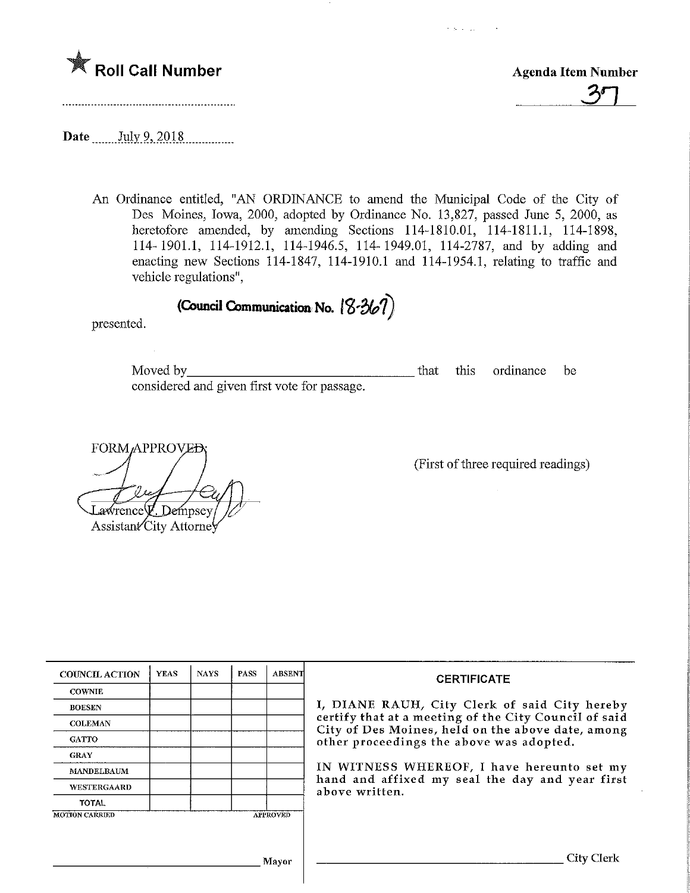★ **Roll Call Number**

**Agenda Item Number**

37

**Date** July 9, 2018

An Ordinance entitled, "AN ORDINANCE to amend the Municipal Code of the City of Des Moines, Iowa, 2000, adopted by Ordinance No. 13,827, passed June 5, 2000, as heretofore amended, by amending Sections 114-1810.01, 114-1811.1, 114-1898, 114-1901.1, 114-1912.1, 114-1946.5, 114-1949.01, 114-2787, and by adding and enacting new Sections 114-1847, 114-1910.1 and 114-1954.1, relating to traffic and vehicle regulations",

**(Council Communication No. 18-367)**

presented.

Moved by\_\_\_\_\_\_\_\_\_\_\_\_\_\_\_\_\_\_\_\_\_\_\_\_\_\_\_\_\_\_ that this ordinance be considered and given first vote for passage.

FORM APPROVED:

Lawrence R. Dempsey
Assistant City Attorney

(First of three required readings)

| COUNCIL ACTION | YEAS | NAYS | PASS | ABSENT |
|---|---|---|---|---|
| COWNIE | | | | |
| BOESEN | | | | |
| COLEMAN | | | | |
| GATTO | | | | |
| GRAY | | | | |
| MANDELBAUM | | | | |
| WESTERGAARD | | | | |
| TOTAL | | | | |

MOTION CARRIED APPROVED

\_\_\_\_\_\_\_\_\_\_\_\_\_\_\_\_\_\_\_\_\_\_\_\_\_\_\_\_\_\_ Mayor

**CERTIFICATE**

I, DIANE RAUH, City Clerk of said City hereby certify that at a meeting of the City Council of said City of Des Moines, held on the above date, among other proceedings the above was adopted.

IN WITNESS WHEREOF, I have hereunto set my hand and affixed my seal the day and year first above written.

\_\_\_\_\_\_\_\_\_\_\_\_\_\_\_\_\_\_\_\_\_\_\_\_\_\_\_\_\_\_ City Clerk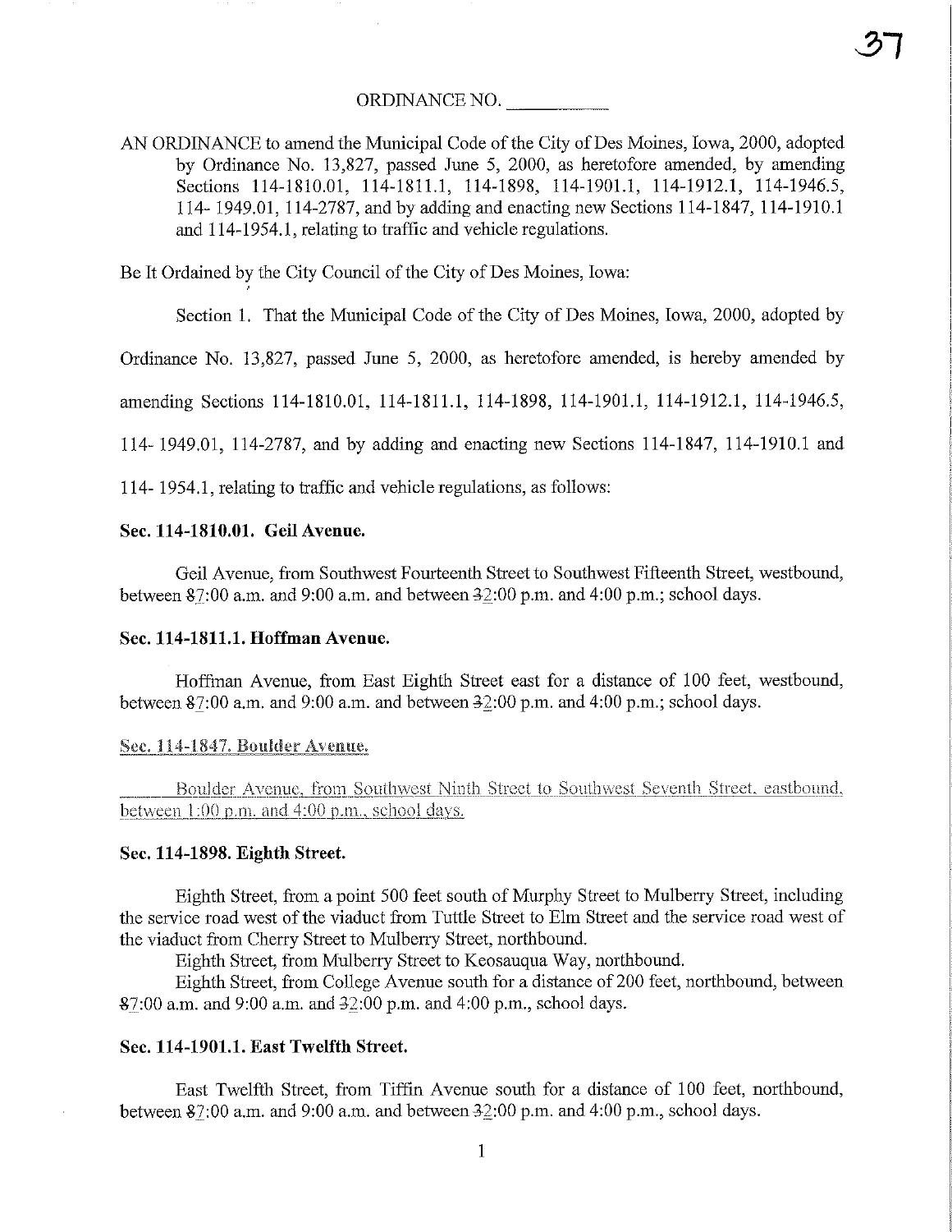ORDINANCE NO. \_\_\_\_\_\_\_\_\_\_

AN ORDINANCE to amend the Municipal Code of the City of Des Moines, Iowa, 2000, adopted by Ordinance No. 13,827, passed June 5, 2000, as heretofore amended, by amending Sections 114-1810.01, 114-1811.1, 114-1898, 114-1901.1, 114-1912.1, 114-1946.5, 114- 1949.01, 114-2787, and by adding and enacting new Sections 114-1847, 114-1910.1 and 114-1954.1, relating to traffic and vehicle regulations.

Be It Ordained by the City Council of the City of Des Moines, Iowa:

Section 1. That the Municipal Code of the City of Des Moines, Iowa, 2000, adopted by Ordinance No. 13,827, passed June 5, 2000, as heretofore amended, is hereby amended by amending Sections 114-1810.01, 114-1811.1, 114-1898, 114-1901.1, 114-1912.1, 114-1946.5, 114- 1949.01, 114-2787, and by adding and enacting new Sections 114-1847, 114-1910.1 and 114- 1954.1, relating to traffic and vehicle regulations, as follows:

**Sec. 114-1810.01. Geil Avenue.**

Geil Avenue, from Southwest Fourteenth Street to Southwest Fifteenth Street, westbound, between ~~8~~7:00 a.m. and 9:00 a.m. and between ~~3~~2:00 p.m. and 4:00 p.m.; school days.

**Sec. 114-1811.1. Hoffman Avenue.**

Hoffman Avenue, from East Eighth Street east for a distance of 100 feet, westbound, between ~~8~~7:00 a.m. and 9:00 a.m. and between ~~3~~2:00 p.m. and 4:00 p.m.; school days.

**Sec. 114-1847. Boulder Avenue.**

Boulder Avenue, from Southwest Ninth Street to Southwest Seventh Street, eastbound, between 1:00 p.m. and 4:00 p.m., school days.

**Sec. 114-1898. Eighth Street.**

Eighth Street, from a point 500 feet south of Murphy Street to Mulberry Street, including the service road west of the viaduct from Tuttle Street to Elm Street and the service road west of the viaduct from Cherry Street to Mulberry Street, northbound.

Eighth Street, from Mulberry Street to Keosauqua Way, northbound.

Eighth Street, from College Avenue south for a distance of 200 feet, northbound, between ~~8~~7:00 a.m. and 9:00 a.m. and ~~3~~2:00 p.m. and 4:00 p.m., school days.

**Sec. 114-1901.1. East Twelfth Street.**

East Twelfth Street, from Tiffin Avenue south for a distance of 100 feet, northbound, between ~~8~~7:00 a.m. and 9:00 a.m. and between ~~3~~2:00 p.m. and 4:00 p.m., school days.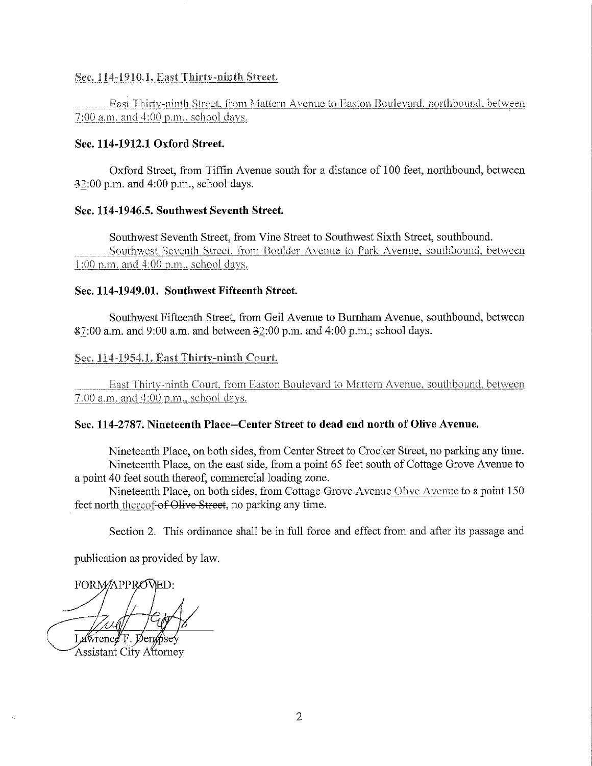Sec. 114-1910.1. East Thirty-ninth Street.

East Thirty-ninth Street, from Mattern Avenue to Easton Boulevard, northbound, between 7:00 a.m. and 4:00 p.m., school days.

**Sec. 114-1912.1 Oxford Street.**

Oxford Street, from Tiffin Avenue south for a distance of 100 feet, northbound, between ~~3~~2:00 p.m. and 4:00 p.m., school days.

**Sec. 114-1946.5. Southwest Seventh Street.**

Southwest Seventh Street, from Vine Street to Southwest Sixth Street, southbound.
Southwest Seventh Street, from Boulder Avenue to Park Avenue, southbound, between 1:00 p.m. and 4:00 p.m., school days.

**Sec. 114-1949.01. Southwest Fifteenth Street.**

Southwest Fifteenth Street, from Geil Avenue to Burnham Avenue, southbound, between ~~8~~7:00 a.m. and 9:00 a.m. and between ~~3~~2:00 p.m. and 4:00 p.m.; school days.

Sec. 114-1954.1. East Thirty-ninth Court.

East Thirty-ninth Court, from Easton Boulevard to Mattern Avenue, southbound, between 7:00 a.m. and 4:00 p.m., school days.

**Sec. 114-2787. Nineteenth Place--Center Street to dead end north of Olive Avenue.**

Nineteenth Place, on both sides, from Center Street to Crocker Street, no parking any time.
Nineteenth Place, on the east side, from a point 65 feet south of Cottage Grove Avenue to a point 40 feet south thereof, commercial loading zone.
Nineteenth Place, on both sides, from ~~Cottage Grove Avenue~~ Olive Avenue to a point 150 feet north thereof ~~of Olive Street~~, no parking any time.

Section 2. This ordinance shall be in full force and effect from and after its passage and publication as provided by law.

FORM APPROVED:

Lawrence F. Dempsey
Assistant City Attorney